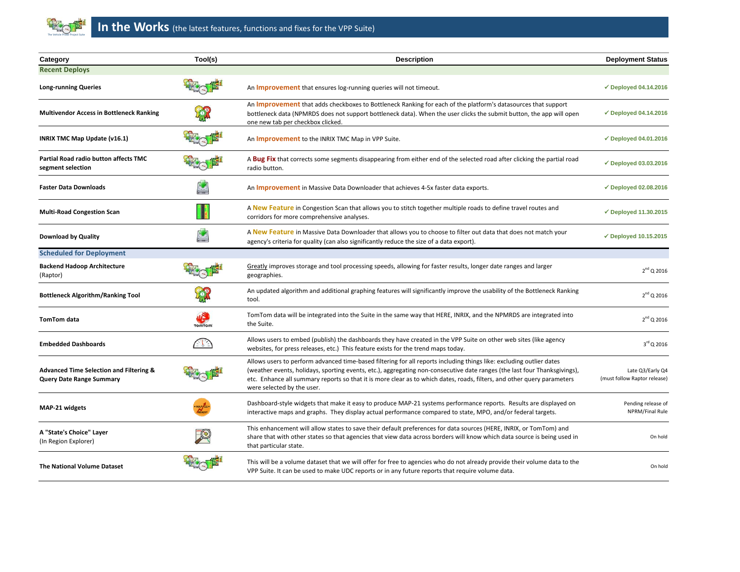# In the Works (the latest features, functions and fixes for the VPP Suite)

| Category | Tool(s) | Description | Deployment Status |
|---|---|---|---|
| **Recent Deploys** | | | |
| **Long-running Queries** | | An **Improvement** that ensures log-running queries will not timeout. | ✓ Deployed 04.14.2016 |
| **Multivendor Access in Bottleneck Ranking** | | An **Improvement** that adds checkboxes to Bottleneck Ranking for each of the platform's datasources that support bottleneck data (NPMRDS does not support bottleneck data). When the user clicks the submit button, the app will open one new tab per checkbox clicked. | ✓ Deployed 04.14.2016 |
| **INRIX TMC Map Update (v16.1)** | | An **Improvement** to the INRIX TMC Map in VPP Suite. | ✓ Deployed 04.01.2016 |
| **Partial Road radio button affects TMC segment selection** | | A **Bug Fix** that corrects some segments disappearing from either end of the selected road after clicking the partial road radio button. | ✓ Deployed 03.03.2016 |
| **Faster Data Downloads** | | An **Improvement** in Massive Data Downloader that achieves 4-5x faster data exports. | ✓ Deployed 02.08.2016 |
| **Multi-Road Congestion Scan** | | A **New Feature** in Congestion Scan that allows you to stitch together multiple roads to define travel routes and corridors for more comprehensive analyses. | ✓ Deployed 11.30.2015 |
| **Download by Quality** | | A **New Feature** in Massive Data Downloader that allows you to choose to filter out data that does not match your agency's criteria for quality (can also significantly reduce the size of a data export). | ✓ Deployed 10.15.2015 |
| **Scheduled for Deployment** | | | |
| **Backend Hadoop Architecture** (Raptor) | | Greatly improves storage and tool processing speeds, allowing for faster results, longer date ranges and larger geographies. | 2nd Q 2016 |
| **Bottleneck Algorithm/Ranking Tool** | | An updated algorithm and additional graphing features will significantly improve the usability of the Bottleneck Ranking tool. | 2nd Q 2016 |
| **TomTom data** | TomTom | TomTom data will be integrated into the Suite in the same way that HERE, INRIX, and the NPMRDS are integrated into the Suite. | 2nd Q 2016 |
| **Embedded Dashboards** | | Allows users to embed (publish) the dashboards they have created in the VPP Suite on other web sites (like agency websites, for press releases, etc.) This feature exists for the trend maps today. | 3rd Q 2016 |
| **Advanced Time Selection and Filtering & Query Date Range Summary** | | Allows users to perform advanced time-based filtering for all reports including things like: excluding outlier dates (weather events, holidays, sporting events, etc.), aggregating non-consecutive date ranges (the last four Thanksgivings), etc. Enhance all summary reports so that it is more clear as to which dates, roads, filters, and other query parameters were selected by the user. | Late Q3/Early Q4 (must follow Raptor release) |
| **MAP-21 widgets** | MAP-21 READY | Dashboard-style widgets that make it easy to produce MAP-21 systems performance reports. Results are displayed on interactive maps and graphs. They display actual performance compared to state, MPO, and/or federal targets. | Pending release of NPRM/Final Rule |
| **A "State's Choice" Layer** (In Region Explorer) | | This enhancement will allow states to save their default preferences for data sources (HERE, INRIX, or TomTom) and share that with other states so that agencies that view data across borders will know which data source is being used in that particular state. | On hold |
| **The National Volume Dataset** | | This will be a volume dataset that we will offer for free to agencies who do not already provide their volume data to the VPP Suite. It can be used to make UDC reports or in any future reports that require volume data. | On hold |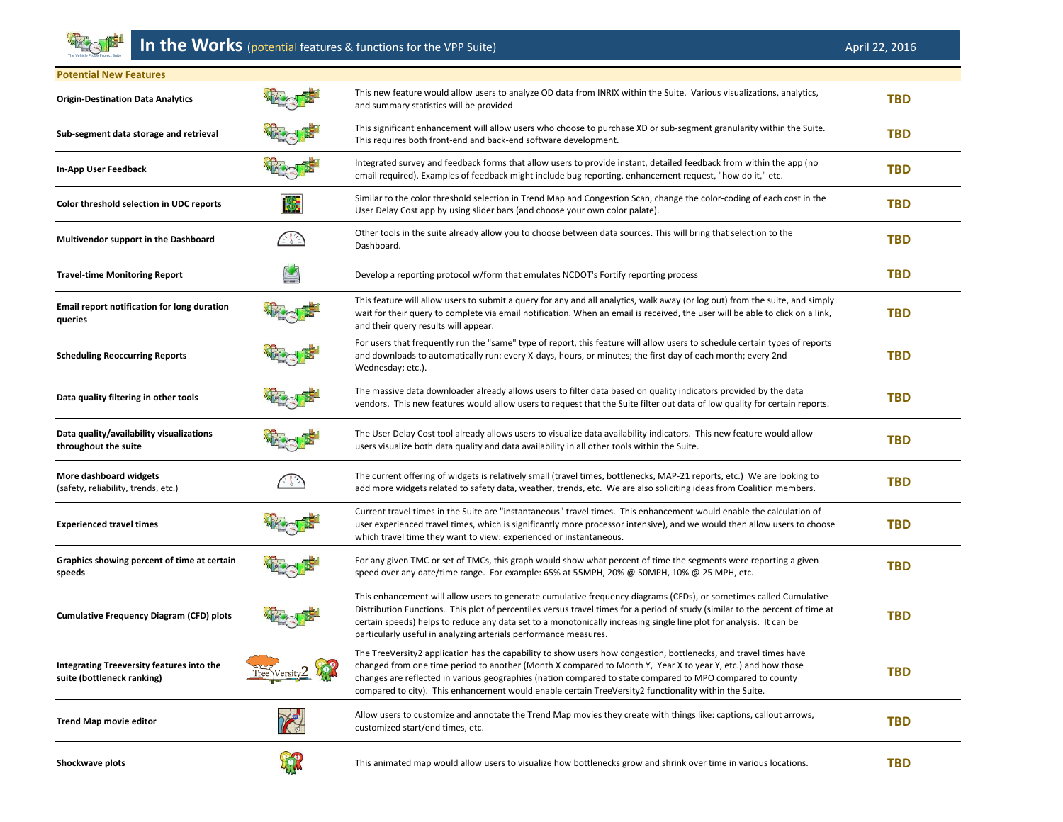# In the Works (potential features & functions for the VPP Suite)

April 22, 2016

## Potential New Features

| Feature | Description | Status |
|---|---|---|
| **Origin-Destination Data Analytics** | This new feature would allow users to analyze OD data from INRIX within the Suite. Various visualizations, analytics, and summary statistics will be provided | **TBD** |
| **Sub-segment data storage and retrieval** | This significant enhancement will allow users who choose to purchase XD or sub-segment granularity within the Suite. This requires both front-end and back-end software development. | **TBD** |
| **In-App User Feedback** | Integrated survey and feedback forms that allow users to provide instant, detailed feedback from within the app (no email required). Examples of feedback might include bug reporting, enhancement request, "how do it," etc. | **TBD** |
| **Color threshold selection in UDC reports** | Similar to the color threshold selection in Trend Map and Congestion Scan, change the color-coding of each cost in the User Delay Cost app by using slider bars (and choose your own color palate). | **TBD** |
| **Multivendor support in the Dashboard** | Other tools in the suite already allow you to choose between data sources. This will bring that selection to the Dashboard. | **TBD** |
| **Travel-time Monitoring Report** | Develop a reporting protocol w/form that emulates NCDOT's Fortify reporting process | **TBD** |
| **Email report notification for long duration queries** | This feature will allow users to submit a query for any and all analytics, walk away (or log out) from the suite, and simply wait for their query to complete via email notification. When an email is received, the user will be able to click on a link, and their query results will appear. | **TBD** |
| **Scheduling Reoccurring Reports** | For users that frequently run the "same" type of report, this feature will allow users to schedule certain types of reports and downloads to automatically run: every X-days, hours, or minutes; the first day of each month; every 2nd Wednesday; etc.). | **TBD** |
| **Data quality filtering in other tools** | The massive data downloader already allows users to filter data based on quality indicators provided by the data vendors. This new features would allow users to request that the Suite filter out data of low quality for certain reports. | **TBD** |
| **Data quality/availability visualizations throughout the suite** | The User Delay Cost tool already allows users to visualize data availability indicators. This new feature would allow users visualize both data quality and data availability in all other tools within the Suite. | **TBD** |
| **More dashboard widgets** (safety, reliability, trends, etc.) | The current offering of widgets is relatively small (travel times, bottlenecks, MAP-21 reports, etc.) We are looking to add more widgets related to safety data, weather, trends, etc. We are also soliciting ideas from Coalition members. | **TBD** |
| **Experienced travel times** | Current travel times in the Suite are "instantaneous" travel times. This enhancement would enable the calculation of user experienced travel times, which is significantly more processor intensive), and we would then allow users to choose which travel time they want to view: experienced or instantaneous. | **TBD** |
| **Graphics showing percent of time at certain speeds** | For any given TMC or set of TMCs, this graph would show what percent of time the segments were reporting a given speed over any date/time range. For example: 65% at 55MPH, 20% @ 50MPH, 10% @ 25 MPH, etc. | **TBD** |
| **Cumulative Frequency Diagram (CFD) plots** | This enhancement will allow users to generate cumulative frequency diagrams (CFDs), or sometimes called Cumulative Distribution Functions. This plot of percentiles versus travel times for a period of study (similar to the percent of time at certain speeds) helps to reduce any data set to a monotonically increasing single line plot for analysis. It can be particularly useful in analyzing arterials performance measures. | **TBD** |
| **Integrating Treeversity features into the suite (bottleneck ranking)** | The TreeVersity2 application has the capability to show users how congestion, bottlenecks, and travel times have changed from one time period to another (Month X compared to Month Y, Year X to year Y, etc.) and how those changes are reflected in various geographies (nation compared to state compared to MPO compared to county compared to city). This enhancement would enable certain TreeVersity2 functionality within the Suite. | **TBD** |
| **Trend Map movie editor** | Allow users to customize and annotate the Trend Map movies they create with things like: captions, callout arrows, customized start/end times, etc. | **TBD** |
| **Shockwave plots** | This animated map would allow users to visualize how bottlenecks grow and shrink over time in various locations. | **TBD** |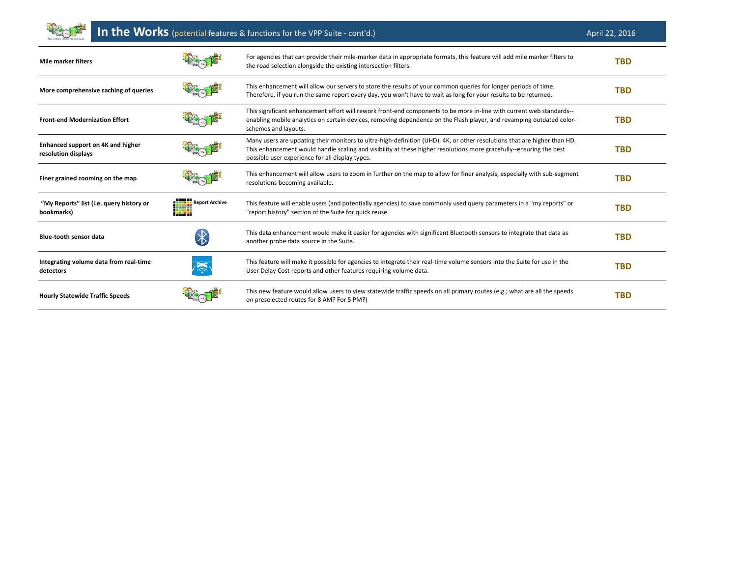# In the Works (potential features & functions for the VPP Suite - cont'd.)

April 22, 2016

| | | | |
|---|---|---|---|
| **Mile marker filters** | | For agencies that can provide their mile-marker data in appropriate formats, this feature will add mile marker filters to the road selection alongside the existing intersection filters. | **TBD** |
| **More comprehensive caching of queries** | | This enhancement will allow our servers to store the results of your common queries for longer periods of time. Therefore, if you run the same report every day, you won't have to wait as long for your results to be returned. | **TBD** |
| **Front-end Modernization Effort** | | This significant enhancement effort will rework front-end components to be more in-line with current web standards--enabling mobile analytics on certain devices, removing dependence on the Flash player, and revamping outdated color-schemes and layouts. | **TBD** |
| **Enhanced support on 4K and higher resolution displays** | | Many users are updating their monitors to ultra-high-definition (UHD), 4K, or other resolutions that are higher than HD. This enhancement would handle scaling and visibility at these higher resolutions more gracefully--ensuring the best possible user experience for all display types. | **TBD** |
| **Finer grained zooming on the map** | | This enhancement will allow users to zoom in further on the map to allow for finer analysis, especially with sub-segment resolutions becoming available. | **TBD** |
| **"My Reports" list (i.e. query history or bookmarks)** | Report Archive | This feature will enable users (and potentially agencies) to save commonly used query parameters in a "my reports" or "report history" section of the Suite for quick reuse. | **TBD** |
| **Blue-tooth sensor data** | | This data enhancement would make it easier for agencies with significant Bluetooth sensors to integrate that data as another probe data source in the Suite. | **TBD** |
| **Integrating volume data from real-time detectors** | | This feature will make it possible for agencies to integrate their real-time volume sensors into the Suite for use in the User Delay Cost reports and other features requiring volume data. | **TBD** |
| **Hourly Statewide Traffic Speeds** | | This new feature would allow users to view statewide traffic speeds on all primary routes (e.g.; what are all the speeds on preselected routes for 8 AM? For 5 PM?) | **TBD** |